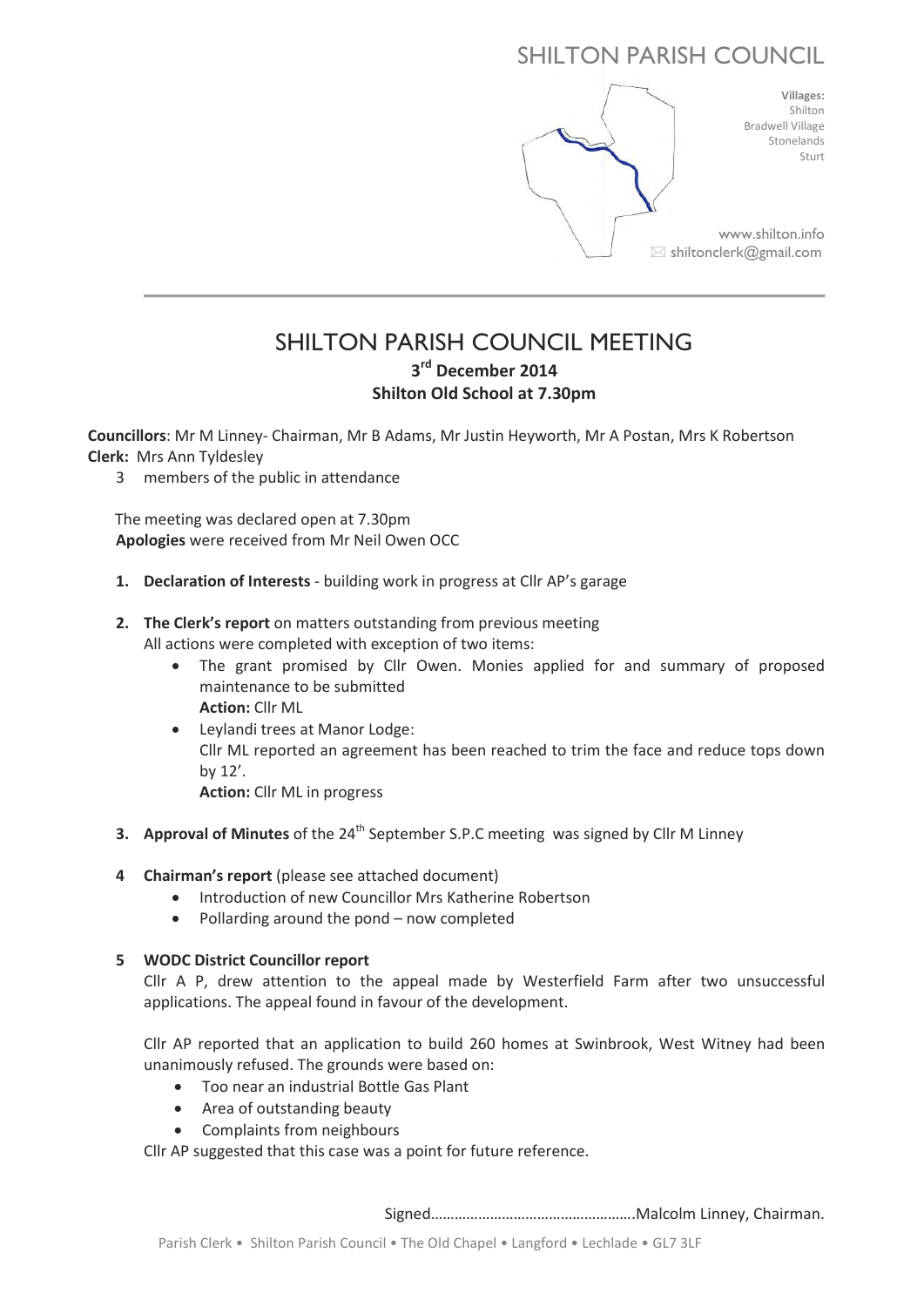# SHILTON PARISH COUNCIL

**Villages:**
Shilton
Bradwell Village
Stonelands
Sturt

www.shilton.info
shiltonclerk@gmail.com

## SHILTON PARISH COUNCIL MEETING

**3rd December 2014**
**Shilton Old School at 7.30pm**

**Councillors**: Mr M Linney- Chairman, Mr B Adams, Mr Justin Heyworth, Mr A Postan, Mrs K Robertson
**Clerk:** Mrs Ann Tyldesley
3 members of the public in attendance

The meeting was declared open at 7.30pm
**Apologies** were received from Mr Neil Owen OCC

1. **Declaration of Interests** - building work in progress at Cllr AP's garage

2. **The Clerk's report** on matters outstanding from previous meeting
   All actions were completed with exception of two items:
   - The grant promised by Cllr Owen. Monies applied for and summary of proposed maintenance to be submitted
     **Action:** Cllr ML
   - Leylandi trees at Manor Lodge:
     Cllr ML reported an agreement has been reached to trim the face and reduce tops down by 12'.
     **Action:** Cllr ML in progress

3. **Approval of Minutes** of the 24th September S.P.C meeting was signed by Cllr M Linney

4. **Chairman's report** (please see attached document)
   - Introduction of new Councillor Mrs Katherine Robertson
   - Pollarding around the pond – now completed

5. **WODC District Councillor report**
   Cllr A P, drew attention to the appeal made by Westerfield Farm after two unsuccessful applications. The appeal found in favour of the development.

   Cllr AP reported that an application to build 260 homes at Swinbrook, West Witney had been unanimously refused. The grounds were based on:
   - Too near an industrial Bottle Gas Plant
   - Area of outstanding beauty
   - Complaints from neighbours

   Cllr AP suggested that this case was a point for future reference.

Signed…………………………………………….Malcolm Linney, Chairman.

Parish Clerk • Shilton Parish Council • The Old Chapel • Langford • Lechlade • GL7 3LF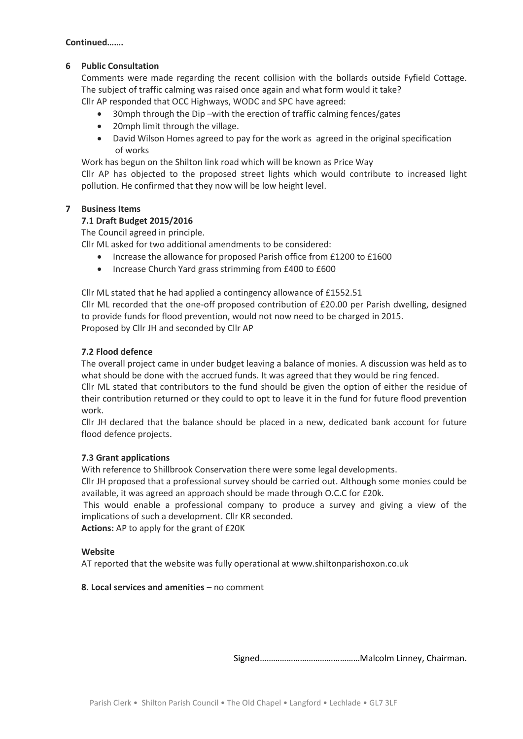**Continued…….**

**6 Public Consultation**

Comments were made regarding the recent collision with the bollards outside Fyfield Cottage. The subject of traffic calming was raised once again and what form would it take?

Cllr AP responded that OCC Highways, WODC and SPC have agreed:

- 30mph through the Dip –with the erection of traffic calming fences/gates
- 20mph limit through the village.
- David Wilson Homes agreed to pay for the work as agreed in the original specification of works

Work has begun on the Shilton link road which will be known as Price Way

Cllr AP has objected to the proposed street lights which would contribute to increased light pollution. He confirmed that they now will be low height level.

**7 Business Items**

**7.1 Draft Budget 2015/2016**

The Council agreed in principle.

Cllr ML asked for two additional amendments to be considered:

- Increase the allowance for proposed Parish office from £1200 to £1600
- Increase Church Yard grass strimming from £400 to £600

Cllr ML stated that he had applied a contingency allowance of £1552.51

Cllr ML recorded that the one-off proposed contribution of £20.00 per Parish dwelling, designed to provide funds for flood prevention, would not now need to be charged in 2015.

Proposed by Cllr JH and seconded by Cllr AP

**7.2 Flood defence**

The overall project came in under budget leaving a balance of monies. A discussion was held as to what should be done with the accrued funds. It was agreed that they would be ring fenced.

Cllr ML stated that contributors to the fund should be given the option of either the residue of their contribution returned or they could to opt to leave it in the fund for future flood prevention work.

Cllr JH declared that the balance should be placed in a new, dedicated bank account for future flood defence projects.

**7.3 Grant applications**

With reference to Shillbrook Conservation there were some legal developments.

Cllr JH proposed that a professional survey should be carried out. Although some monies could be available, it was agreed an approach should be made through O.C.C for £20k.

This would enable a professional company to produce a survey and giving a view of the implications of such a development. Cllr KR seconded.

**Actions:** AP to apply for the grant of £20K

**Website**

AT reported that the website was fully operational at www.shiltonparishoxon.co.uk

**8. Local services and amenities** – no comment

Signed……………………………………Malcolm Linney, Chairman.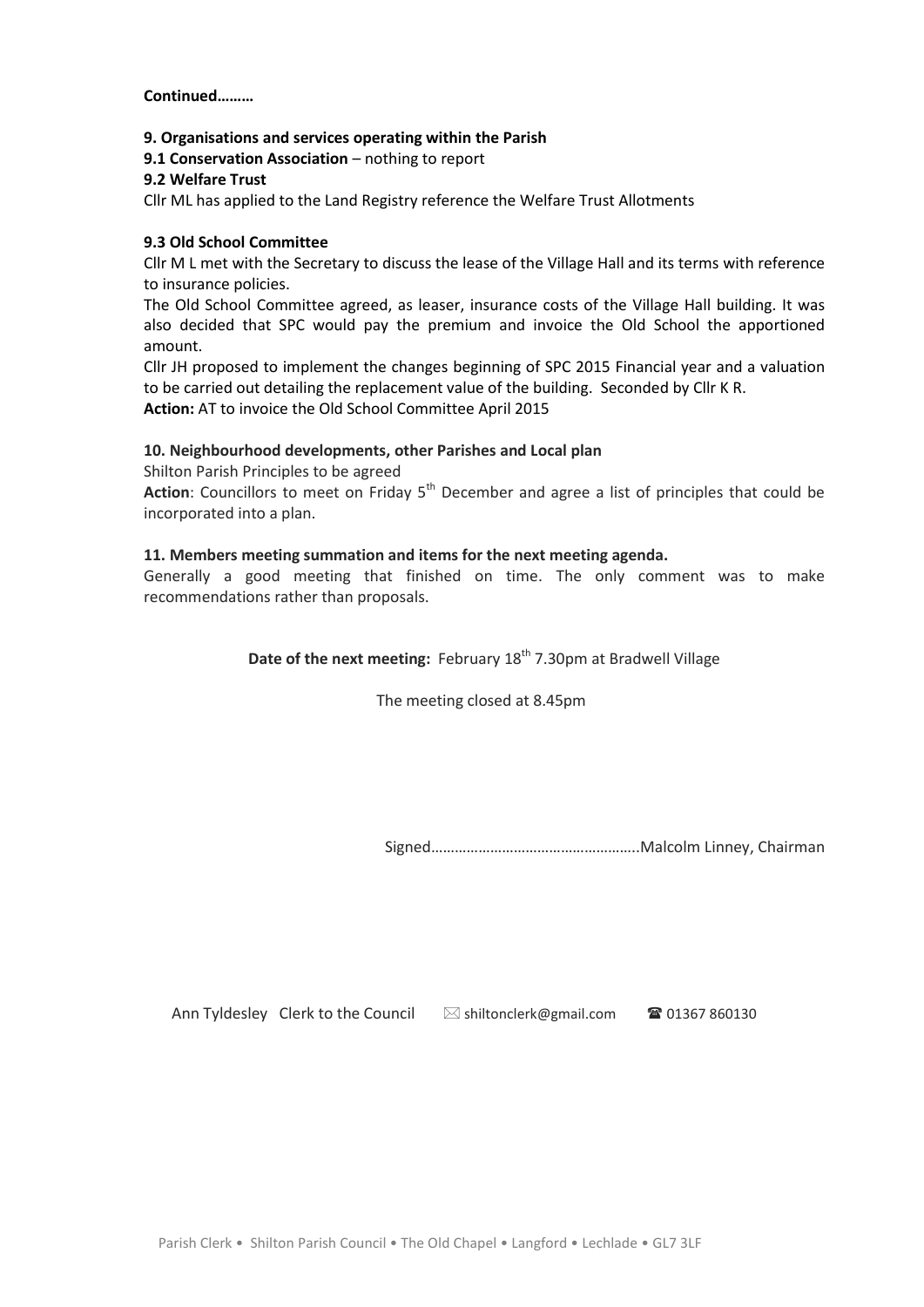**Continued………**

**9. Organisations and services operating within the Parish**

**9.1 Conservation Association** – nothing to report

**9.2 Welfare Trust**

Cllr ML has applied to the Land Registry reference the Welfare Trust Allotments

**9.3 Old School Committee**

Cllr M L met with the Secretary to discuss the lease of the Village Hall and its terms with reference to insurance policies.

The Old School Committee agreed, as leaser, insurance costs of the Village Hall building. It was also decided that SPC would pay the premium and invoice the Old School the apportioned amount.

Cllr JH proposed to implement the changes beginning of SPC 2015 Financial year and a valuation to be carried out detailing the replacement value of the building. Seconded by Cllr K R.

**Action:** AT to invoice the Old School Committee April 2015

**10. Neighbourhood developments, other Parishes and Local plan**

Shilton Parish Principles to be agreed

**Action**: Councillors to meet on Friday 5th December and agree a list of principles that could be incorporated into a plan.

**11. Members meeting summation and items for the next meeting agenda.**

Generally a good meeting that finished on time. The only comment was to make recommendations rather than proposals.

**Date of the next meeting:** February 18th 7.30pm at Bradwell Village

The meeting closed at 8.45pm

Signed…………………………………………….Malcolm Linney, Chairman

Ann Tyldesley Clerk to the Council ✉ shiltonclerk@gmail.com ☎ 01367 860130

Parish Clerk • Shilton Parish Council • The Old Chapel • Langford • Lechlade • GL7 3LF